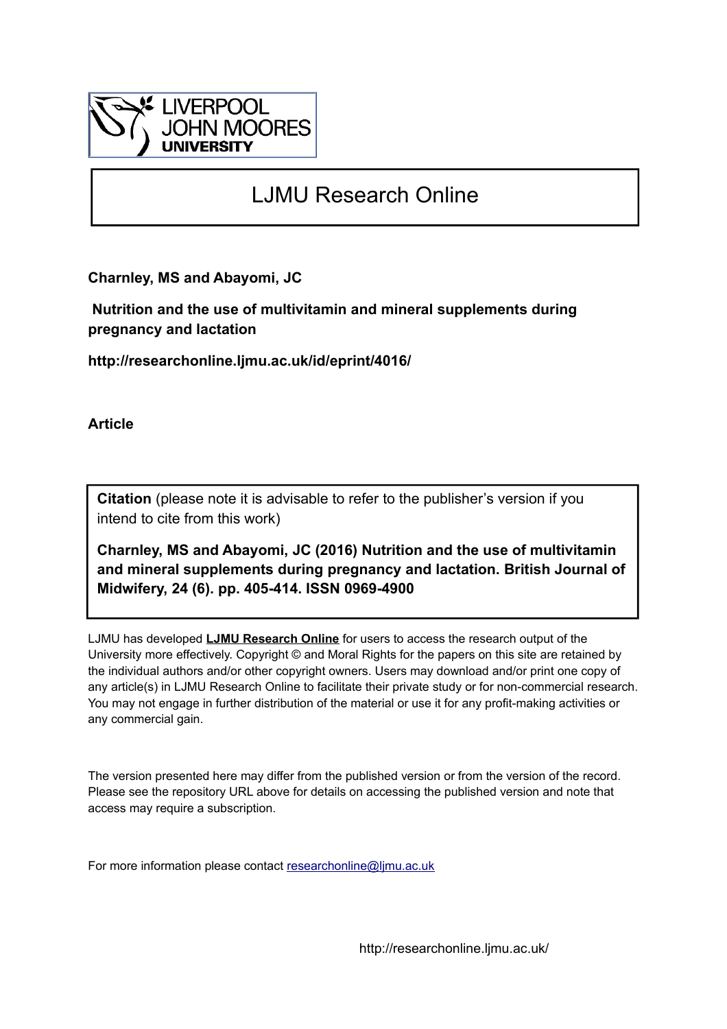LIVERPOOL JOHN MOORES UNIVERSITY

# LJMU Research Online

**Charnley, MS and Abayomi, JC**

**Nutrition and the use of multivitamin and mineral supplements during pregnancy and lactation**

**http://researchonline.ljmu.ac.uk/id/eprint/4016/**

**Article**

**Citation** (please note it is advisable to refer to the publisher's version if you intend to cite from this work)

**Charnley, MS and Abayomi, JC (2016) Nutrition and the use of multivitamin and mineral supplements during pregnancy and lactation. British Journal of Midwifery, 24 (6). pp. 405-414. ISSN 0969-4900**

LJMU has developed **LJMU Research Online** for users to access the research output of the University more effectively. Copyright © and Moral Rights for the papers on this site are retained by the individual authors and/or other copyright owners. Users may download and/or print one copy of any article(s) in LJMU Research Online to facilitate their private study or for non-commercial research. You may not engage in further distribution of the material or use it for any profit-making activities or any commercial gain.

The version presented here may differ from the published version or from the version of the record. Please see the repository URL above for details on accessing the published version and note that access may require a subscription.

For more information please contact researchonline@ljmu.ac.uk

http://researchonline.ljmu.ac.uk/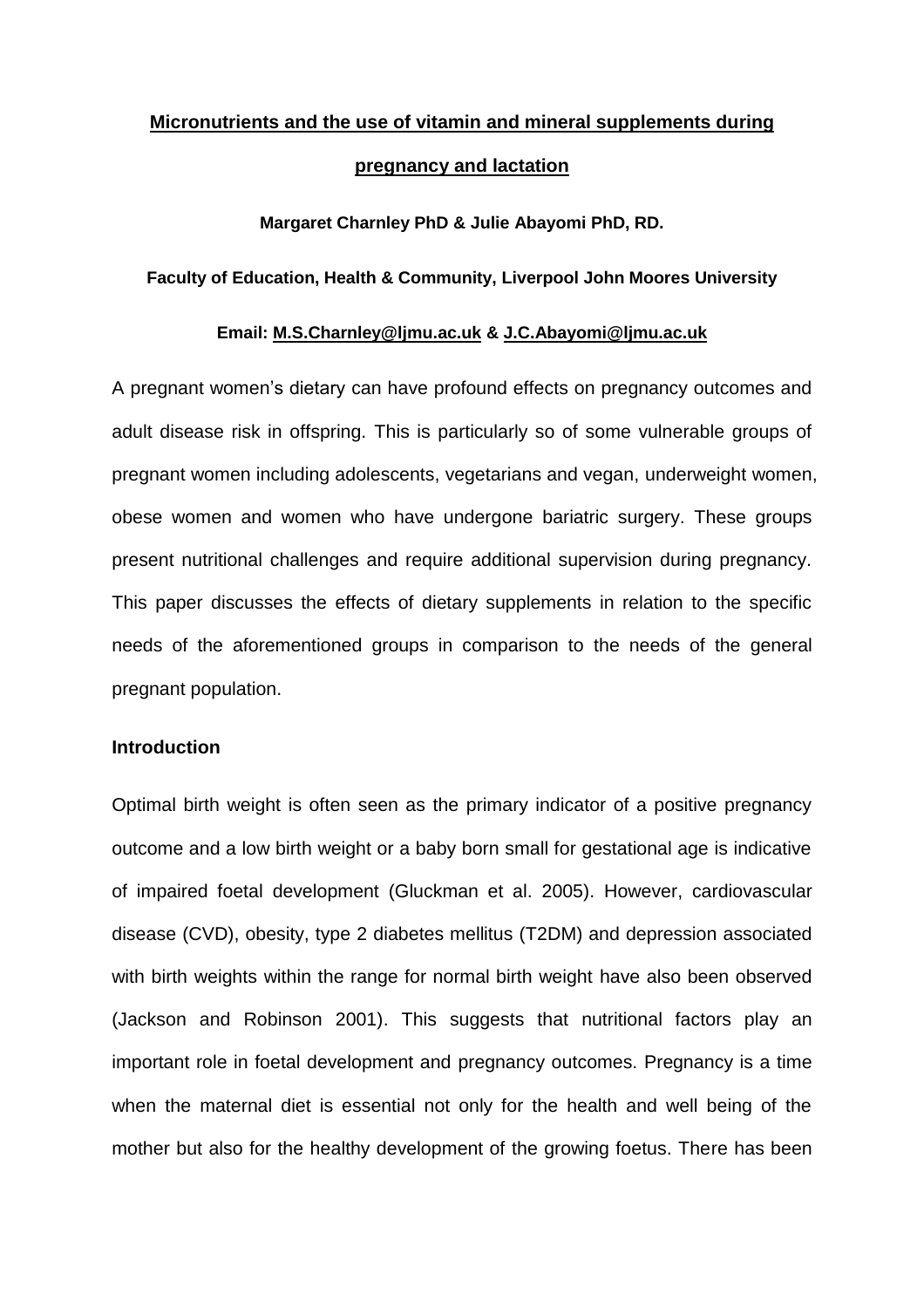# **Micronutrients and the use of vitamin and mineral supplements during pregnancy and lactation**

**Margaret Charnley PhD & Julie Abayomi PhD, RD.**

**Faculty of Education, Health & Community, Liverpool John Moores University**

**Email: M.S.Charnley@ljmu.ac.uk & J.C.Abayomi@ljmu.ac.uk**

A pregnant women's dietary can have profound effects on pregnancy outcomes and adult disease risk in offspring. This is particularly so of some vulnerable groups of pregnant women including adolescents, vegetarians and vegan, underweight women, obese women and women who have undergone bariatric surgery. These groups present nutritional challenges and require additional supervision during pregnancy. This paper discusses the effects of dietary supplements in relation to the specific needs of the aforementioned groups in comparison to the needs of the general pregnant population.

## **Introduction**

Optimal birth weight is often seen as the primary indicator of a positive pregnancy outcome and a low birth weight or a baby born small for gestational age is indicative of impaired foetal development (Gluckman et al. 2005). However, cardiovascular disease (CVD), obesity, type 2 diabetes mellitus (T2DM) and depression associated with birth weights within the range for normal birth weight have also been observed (Jackson and Robinson 2001). This suggests that nutritional factors play an important role in foetal development and pregnancy outcomes. Pregnancy is a time when the maternal diet is essential not only for the health and well being of the mother but also for the healthy development of the growing foetus. There has been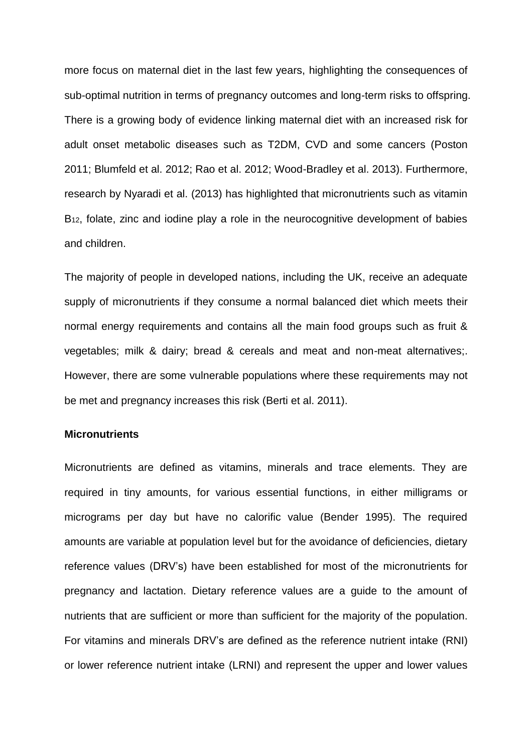more focus on maternal diet in the last few years, highlighting the consequences of sub-optimal nutrition in terms of pregnancy outcomes and long-term risks to offspring. There is a growing body of evidence linking maternal diet with an increased risk for adult onset metabolic diseases such as T2DM, CVD and some cancers (Poston 2011; Blumfeld et al. 2012; Rao et al. 2012; Wood-Bradley et al. 2013). Furthermore, research by Nyaradi et al. (2013) has highlighted that micronutrients such as vitamin $B_{12}$, folate, zinc and iodine play a role in the neurocognitive development of babies and children.

The majority of people in developed nations, including the UK, receive an adequate supply of micronutrients if they consume a normal balanced diet which meets their normal energy requirements and contains all the main food groups such as fruit & vegetables; milk & dairy; bread & cereals and meat and non-meat alternatives;. However, there are some vulnerable populations where these requirements may not be met and pregnancy increases this risk (Berti et al. 2011).

**Micronutrients**

Micronutrients are defined as vitamins, minerals and trace elements. They are required in tiny amounts, for various essential functions, in either milligrams or micrograms per day but have no calorific value (Bender 1995). The required amounts are variable at population level but for the avoidance of deficiencies, dietary reference values (DRV's) have been established for most of the micronutrients for pregnancy and lactation. Dietary reference values are a guide to the amount of nutrients that are sufficient or more than sufficient for the majority of the population. For vitamins and minerals DRV's are defined as the reference nutrient intake (RNI) or lower reference nutrient intake (LRNI) and represent the upper and lower values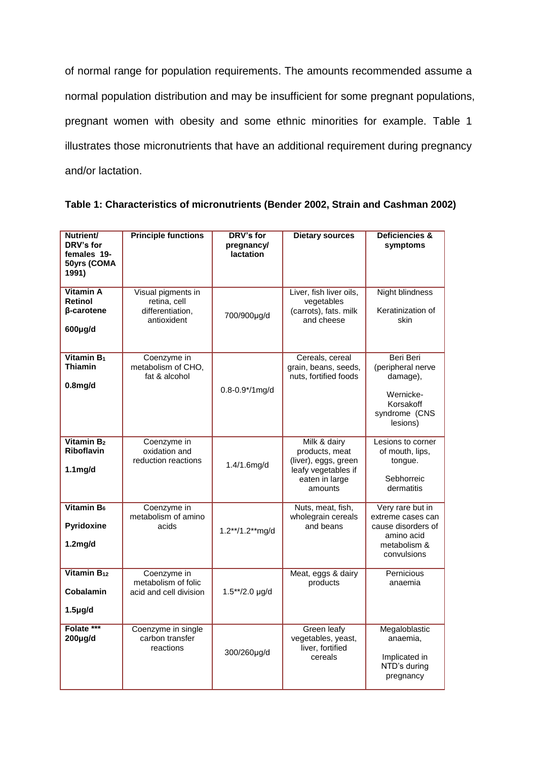of normal range for population requirements. The amounts recommended assume a normal population distribution and may be insufficient for some pregnant populations, pregnant women with obesity and some ethnic minorities for example. Table 1 illustrates those micronutrients that have an additional requirement during pregnancy and/or lactation.

**Table 1: Characteristics of micronutrients (Bender 2002, Strain and Cashman 2002)**

| Nutrient/ DRV's for females 19-50yrs (COMA 1991) | Principle functions | DRV's for pregnancy/ lactation | Dietary sources | Deficiencies & symptoms |
|---|---|---|---|---|
| **Vitamin A Retinol β-carotene** **600µg/d** | Visual pigments in retina, cell differentiation, antioxident | 700/900µg/d | Liver, fish liver oils, vegetables (carrots), fats. milk and cheese | Night blindness Keratinization of skin |
| **Vitamin $B_1$ Thiamin** **0.8mg/d** | Coenzyme in metabolism of CHO, fat & alcohol | 0.8-0.9*/1mg/d | Cereals, cereal grain, beans, seeds, nuts, fortified foods | Beri Beri (peripheral nerve damage), Wernicke-Korsakoff syndrome (CNS lesions) |
| **Vitamin $B_2$ Riboflavin** **1.1mg/d** | Coenzyme in oxidation and reduction reactions | 1.4/1.6mg/d | Milk & dairy products, meat (liver), eggs, green leafy vegetables if eaten in large amounts | Lesions to corner of mouth, lips, tongue. Sebhorreic dermatitis |
| **Vitamin $B_6$** **Pyridoxine** **1.2mg/d** | Coenzyme in metabolism of amino acids | 1.2**/1.2**mg/d | Nuts, meat, fish, wholegrain cereals and beans | Very rare but in extreme cases can cause disorders of amino acid metabolism & convulsions |
| **Vitamin $B_{12}$** **Cobalamin** **1.5µg/d** | Coenzyme in metabolism of folic acid and cell division | 1.5**/2.0 µg/d | Meat, eggs & dairy products | Pernicious anaemia |
| **Folate \*\*\*** **200µg/d** | Coenzyme in single carbon transfer reactions | 300/260µg/d | Green leafy vegetables, yeast, liver, fortified cereals | Megaloblastic anaemia, Implicated in NTD's during pregnancy |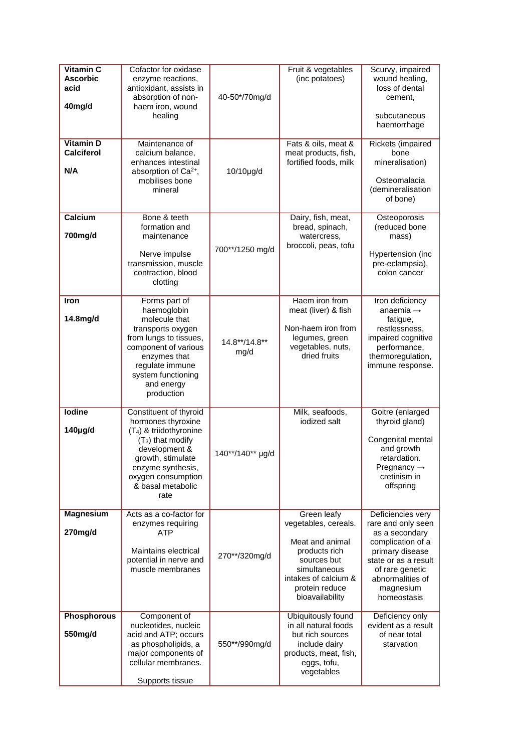| | | | | |
|---|---|---|---|---|
| **Vitamin C Ascorbic acid**<br><br>**40mg/d** | Cofactor for oxidase enzyme reactions, antioxidant, assists in absorption of non-haem iron, wound healing | 40-50*/70mg/d | Fruit & vegetables (inc potatoes) | Scurvy, impaired wound healing, loss of dental cement,<br><br>subcutaneous haemorrhage |
| **Vitamin D Calciferol**<br><br>**N/A** | Maintenance of calcium balance, enhances intestinal absorption of $Ca^{2+}$, mobilises bone mineral | 10/10µg/d | Fats & oils, meat & meat products, fish, fortified foods, milk | Rickets (impaired bone mineralisation)<br><br>Osteomalacia (demineralisation of bone) |
| **Calcium**<br><br>**700mg/d** | Bone & teeth formation and maintenance<br><br>Nerve impulse transmission, muscle contraction, blood clotting | 700**/1250 mg/d | Dairy, fish, meat, bread, spinach, watercress, broccoli, peas, tofu | Osteoporosis (reduced bone mass)<br><br>Hypertension (inc pre-eclampsia), colon cancer |
| **Iron**<br><br>**14.8mg/d** | Forms part of haemoglobin molecule that transports oxygen from lungs to tissues, component of various enzymes that regulate immune system functioning and energy production | 14.8**/14.8** mg/d | Haem iron from meat (liver) & fish<br><br>Non-haem iron from legumes, green vegetables, nuts, dried fruits | Iron deficiency anaemia → fatigue, restlessness, impaired cognitive performance, thermoregulation, immune response. |
| **Iodine**<br><br>**140µg/d** | Constituent of thyroid hormones thyroxine ($T_4$) & triidothyronine ($T_3$) that modify development & growth, stimulate enzyme synthesis, oxygen consumption & basal metabolic rate | 140**/140** µg/d | Milk, seafoods, iodized salt | Goitre (enlarged thyroid gland)<br><br>Congenital mental and growth retardation. Pregnancy → cretinism in offspring |
| **Magnesium**<br><br>**270mg/d** | Acts as a co-factor for enzymes requiring ATP<br><br>Maintains electrical potential in nerve and muscle membranes | 270**/320mg/d | Green leafy vegetables, cereals.<br><br>Meat and animal products rich sources but simultaneous intakes of calcium & protein reduce bioavailability | Deficiencies very rare and only seen as a secondary complication of a primary disease state or as a result of rare genetic abnormalities of magnesium homeostasis |
| **Phosphorous**<br><br>**550mg/d** | Component of nucleotides, nucleic acid and ATP; occurs as phospholipids, a major components of cellular membranes.<br><br>Supports tissue | 550**/990mg/d | Ubiquitously found in all natural foods but rich sources include dairy products, meat, fish, eggs, tofu, vegetables | Deficiency only evident as a result of near total starvation |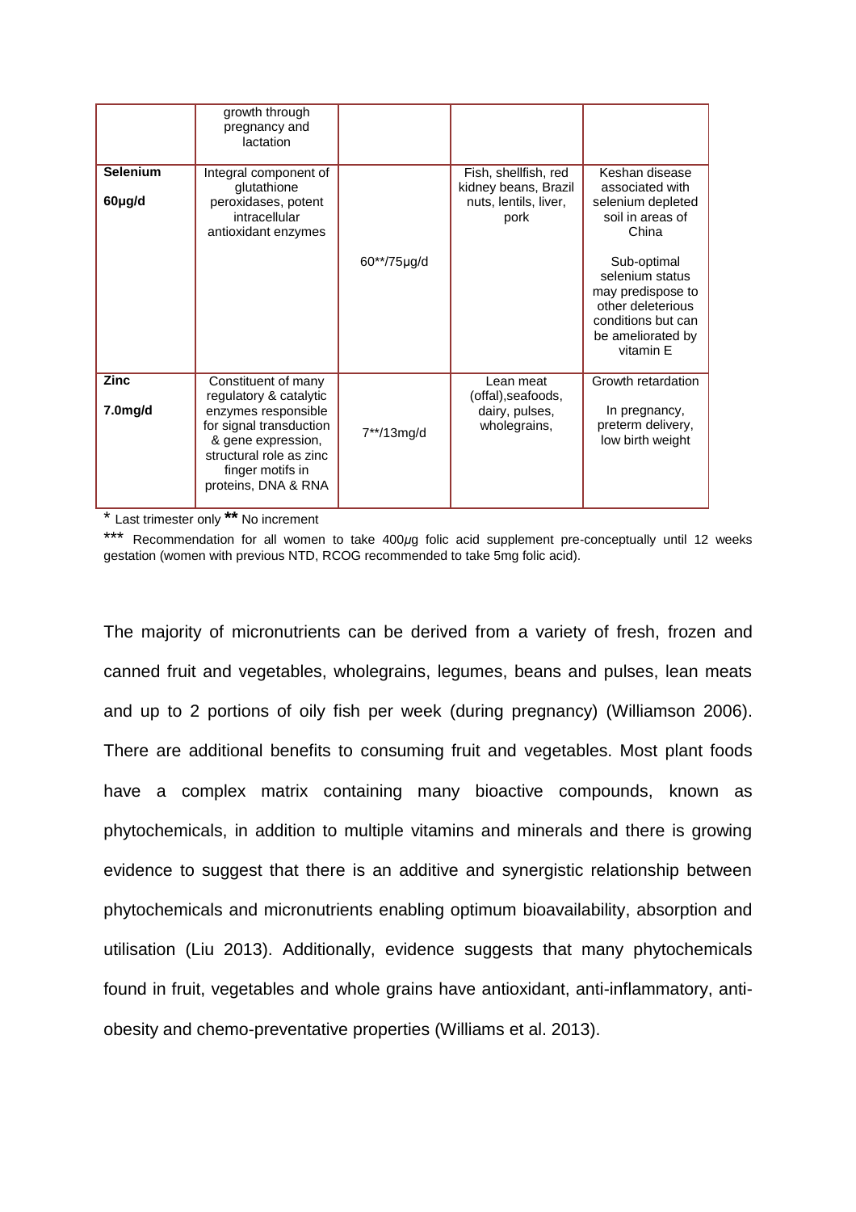| | | | | |
|---|---|---|---|---|
| | growth through pregnancy and lactation | | | |
| **Selenium** **60µg/d** | Integral component of glutathione peroxidases, potent intracellular antioxidant enzymes | 60**/75µg/d | Fish, shellfish, red kidney beans, Brazil nuts, lentils, liver, pork | Keshan disease associated with selenium depleted soil in areas of China<br><br>Sub-optimal selenium status may predispose to other deleterious conditions but can be ameliorated by vitamin E |
| **Zinc** **7.0mg/d** | Constituent of many regulatory & catalytic enzymes responsible for signal transduction & gene expression, structural role as zinc finger motifs in proteins, DNA & RNA | 7**/13mg/d | Lean meat (offal),seafoods, dairy, pulses, wholegrains, | Growth retardation<br><br>In pregnancy, preterm delivery, low birth weight |

* Last trimester only ** No increment

*** Recommendation for all women to take 400*µg* folic acid supplement pre-conceptually until 12 weeks gestation (women with previous NTD, RCOG recommended to take 5mg folic acid).

The majority of micronutrients can be derived from a variety of fresh, frozen and canned fruit and vegetables, wholegrains, legumes, beans and pulses, lean meats and up to 2 portions of oily fish per week (during pregnancy) (Williamson 2006). There are additional benefits to consuming fruit and vegetables. Most plant foods have a complex matrix containing many bioactive compounds, known as phytochemicals, in addition to multiple vitamins and minerals and there is growing evidence to suggest that there is an additive and synergistic relationship between phytochemicals and micronutrients enabling optimum bioavailability, absorption and utilisation (Liu 2013). Additionally, evidence suggests that many phytochemicals found in fruit, vegetables and whole grains have antioxidant, anti-inflammatory, anti-obesity and chemo-preventative properties (Williams et al. 2013).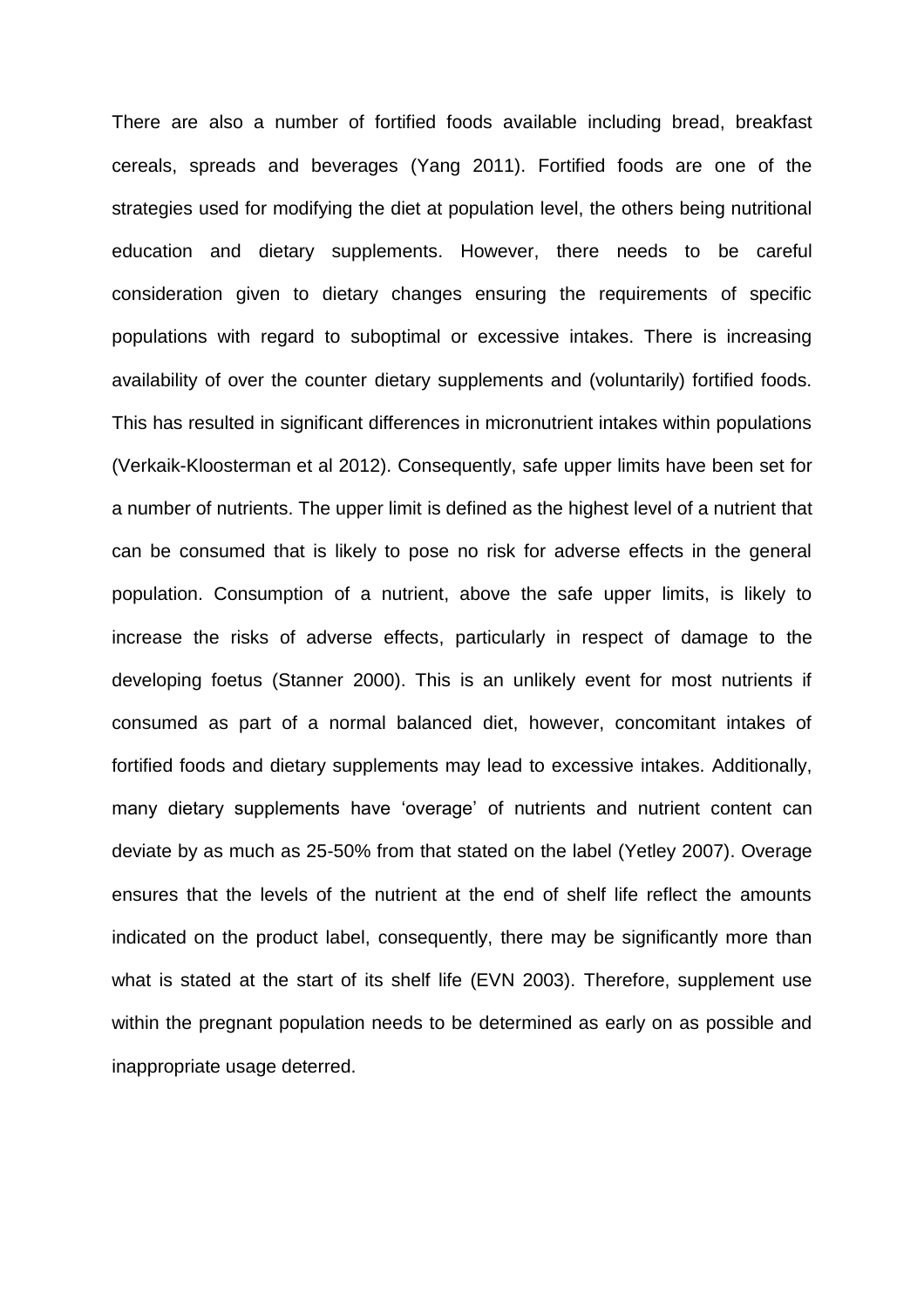There are also a number of fortified foods available including bread, breakfast cereals, spreads and beverages (Yang 2011). Fortified foods are one of the strategies used for modifying the diet at population level, the others being nutritional education and dietary supplements. However, there needs to be careful consideration given to dietary changes ensuring the requirements of specific populations with regard to suboptimal or excessive intakes. There is increasing availability of over the counter dietary supplements and (voluntarily) fortified foods. This has resulted in significant differences in micronutrient intakes within populations (Verkaik-Kloosterman et al 2012). Consequently, safe upper limits have been set for a number of nutrients. The upper limit is defined as the highest level of a nutrient that can be consumed that is likely to pose no risk for adverse effects in the general population. Consumption of a nutrient, above the safe upper limits, is likely to increase the risks of adverse effects, particularly in respect of damage to the developing foetus (Stanner 2000). This is an unlikely event for most nutrients if consumed as part of a normal balanced diet, however, concomitant intakes of fortified foods and dietary supplements may lead to excessive intakes. Additionally, many dietary supplements have 'overage' of nutrients and nutrient content can deviate by as much as 25-50% from that stated on the label (Yetley 2007). Overage ensures that the levels of the nutrient at the end of shelf life reflect the amounts indicated on the product label, consequently, there may be significantly more than what is stated at the start of its shelf life (EVN 2003). Therefore, supplement use within the pregnant population needs to be determined as early on as possible and inappropriate usage deterred.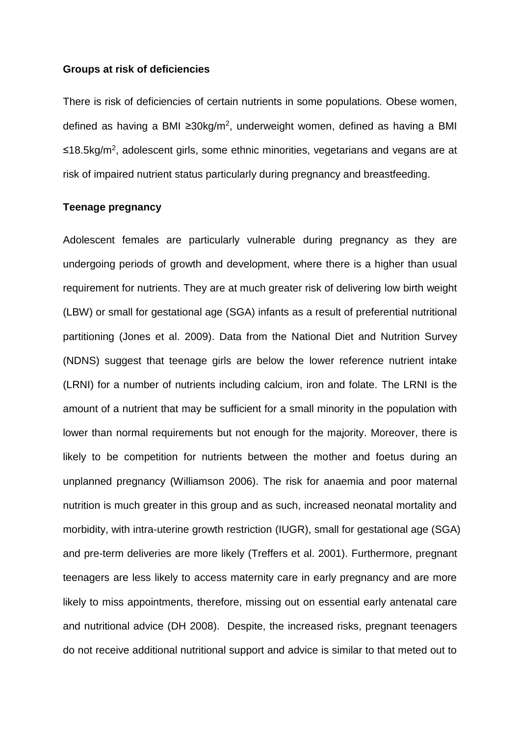**Groups at risk of deficiencies**

There is risk of deficiencies of certain nutrients in some populations. Obese women, defined as having a BMI ≥30kg/m$^2$, underweight women, defined as having a BMI ≤18.5kg/m$^2$, adolescent girls, some ethnic minorities, vegetarians and vegans are at risk of impaired nutrient status particularly during pregnancy and breastfeeding.

**Teenage pregnancy**

Adolescent females are particularly vulnerable during pregnancy as they are undergoing periods of growth and development, where there is a higher than usual requirement for nutrients. They are at much greater risk of delivering low birth weight (LBW) or small for gestational age (SGA) infants as a result of preferential nutritional partitioning (Jones et al. 2009). Data from the National Diet and Nutrition Survey (NDNS) suggest that teenage girls are below the lower reference nutrient intake (LRNI) for a number of nutrients including calcium, iron and folate. The LRNI is the amount of a nutrient that may be sufficient for a small minority in the population with lower than normal requirements but not enough for the majority. Moreover, there is likely to be competition for nutrients between the mother and foetus during an unplanned pregnancy (Williamson 2006). The risk for anaemia and poor maternal nutrition is much greater in this group and as such, increased neonatal mortality and morbidity, with intra-uterine growth restriction (IUGR), small for gestational age (SGA) and pre-term deliveries are more likely (Treffers et al. 2001). Furthermore, pregnant teenagers are less likely to access maternity care in early pregnancy and are more likely to miss appointments, therefore, missing out on essential early antenatal care and nutritional advice (DH 2008). Despite, the increased risks, pregnant teenagers do not receive additional nutritional support and advice is similar to that meted out to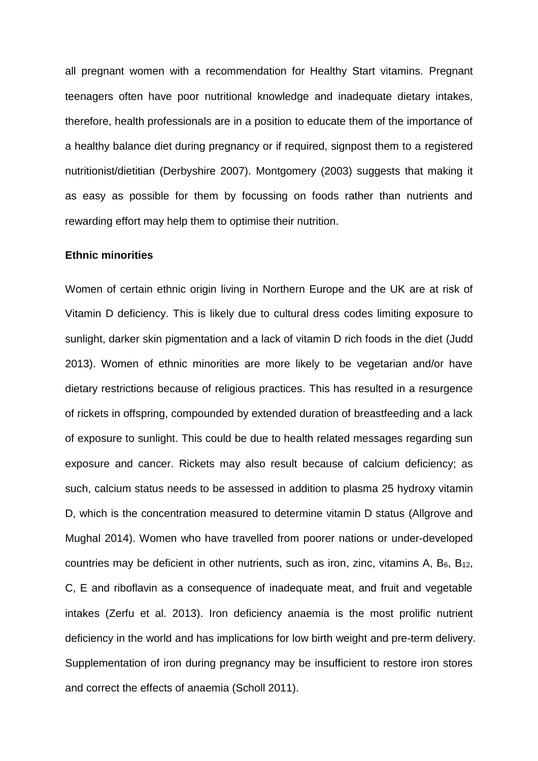all pregnant women with a recommendation for Healthy Start vitamins. Pregnant teenagers often have poor nutritional knowledge and inadequate dietary intakes, therefore, health professionals are in a position to educate them of the importance of a healthy balance diet during pregnancy or if required, signpost them to a registered nutritionist/dietitian (Derbyshire 2007). Montgomery (2003) suggests that making it as easy as possible for them by focussing on foods rather than nutrients and rewarding effort may help them to optimise their nutrition.

**Ethnic minorities**

Women of certain ethnic origin living in Northern Europe and the UK are at risk of Vitamin D deficiency. This is likely due to cultural dress codes limiting exposure to sunlight, darker skin pigmentation and a lack of vitamin D rich foods in the diet (Judd 2013). Women of ethnic minorities are more likely to be vegetarian and/or have dietary restrictions because of religious practices. This has resulted in a resurgence of rickets in offspring, compounded by extended duration of breastfeeding and a lack of exposure to sunlight. This could be due to health related messages regarding sun exposure and cancer. Rickets may also result because of calcium deficiency; as such, calcium status needs to be assessed in addition to plasma 25 hydroxy vitamin D, which is the concentration measured to determine vitamin D status (Allgrove and Mughal 2014). Women who have travelled from poorer nations or under-developed countries may be deficient in other nutrients, such as iron, zinc, vitamins A, $B_6$, $B_{12}$, C, E and riboflavin as a consequence of inadequate meat, and fruit and vegetable intakes (Zerfu et al. 2013). Iron deficiency anaemia is the most prolific nutrient deficiency in the world and has implications for low birth weight and pre-term delivery. Supplementation of iron during pregnancy may be insufficient to restore iron stores and correct the effects of anaemia (Scholl 2011).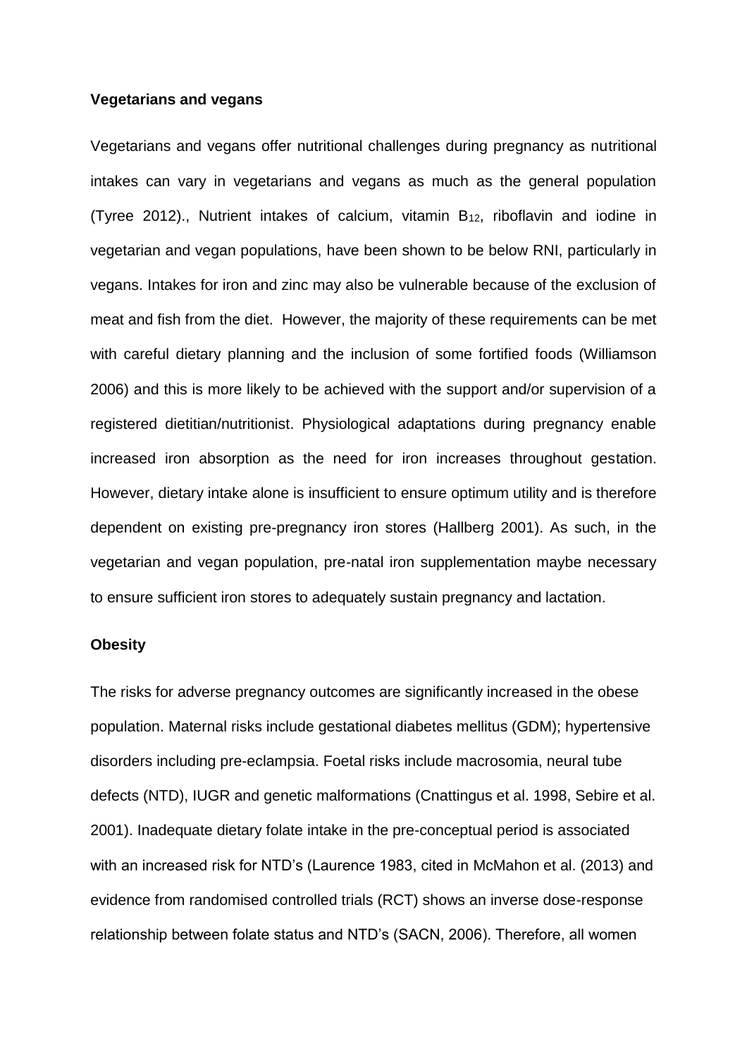**Vegetarians and vegans**

Vegetarians and vegans offer nutritional challenges during pregnancy as nutritional intakes can vary in vegetarians and vegans as much as the general population (Tyree 2012)., Nutrient intakes of calcium, vitamin $B_{12}$, riboflavin and iodine in vegetarian and vegan populations, have been shown to be below RNI, particularly in vegans. Intakes for iron and zinc may also be vulnerable because of the exclusion of meat and fish from the diet. However, the majority of these requirements can be met with careful dietary planning and the inclusion of some fortified foods (Williamson 2006) and this is more likely to be achieved with the support and/or supervision of a registered dietitian/nutritionist. Physiological adaptations during pregnancy enable increased iron absorption as the need for iron increases throughout gestation. However, dietary intake alone is insufficient to ensure optimum utility and is therefore dependent on existing pre-pregnancy iron stores (Hallberg 2001). As such, in the vegetarian and vegan population, pre-natal iron supplementation maybe necessary to ensure sufficient iron stores to adequately sustain pregnancy and lactation.

**Obesity**

The risks for adverse pregnancy outcomes are significantly increased in the obese population. Maternal risks include gestational diabetes mellitus (GDM); hypertensive disorders including pre-eclampsia. Foetal risks include macrosomia, neural tube defects (NTD), IUGR and genetic malformations (Cnattingus et al. 1998, Sebire et al. 2001). Inadequate dietary folate intake in the pre-conceptual period is associated with an increased risk for NTD's (Laurence 1983, cited in McMahon et al. (2013) and evidence from randomised controlled trials (RCT) shows an inverse dose-response relationship between folate status and NTD's (SACN, 2006). Therefore, all women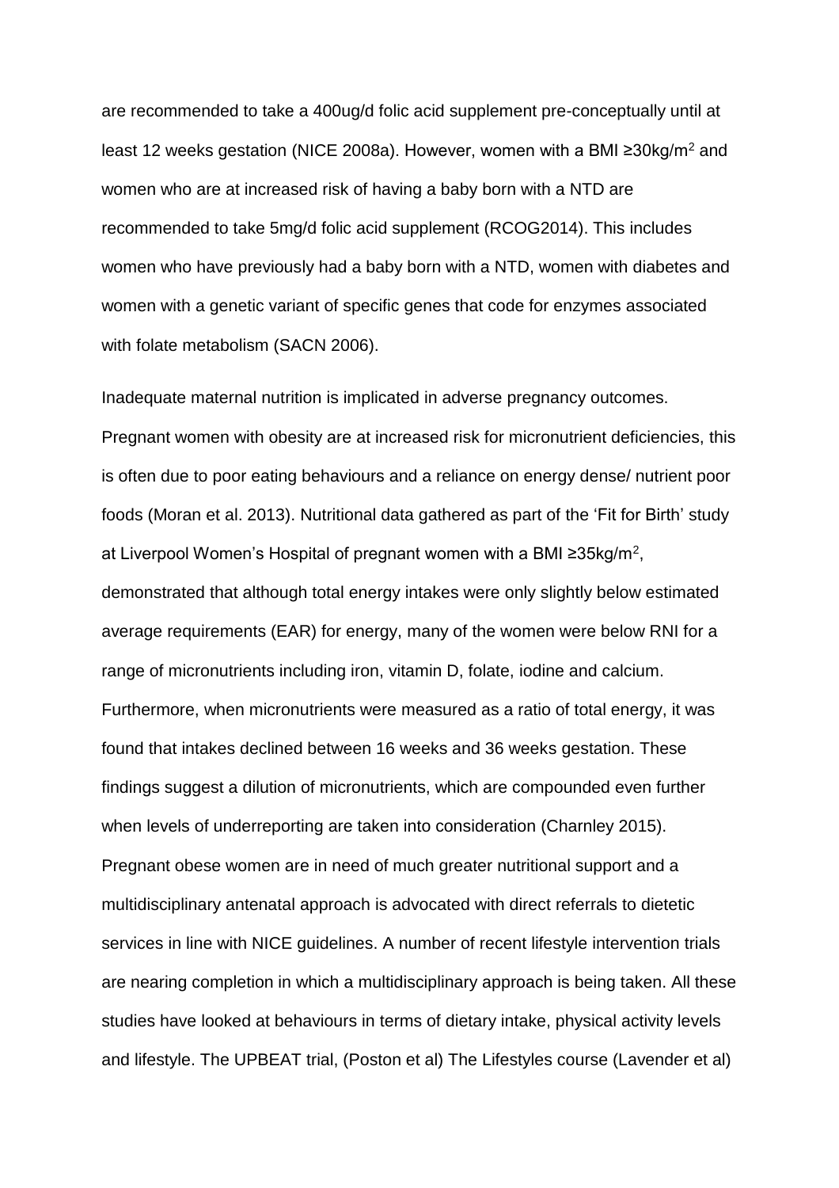are recommended to take a 400ug/d folic acid supplement pre-conceptually until at least 12 weeks gestation (NICE 2008a). However, women with a BMI ≥30kg/m$^2$ and women who are at increased risk of having a baby born with a NTD are recommended to take 5mg/d folic acid supplement (RCOG2014). This includes women who have previously had a baby born with a NTD, women with diabetes and women with a genetic variant of specific genes that code for enzymes associated with folate metabolism (SACN 2006).

Inadequate maternal nutrition is implicated in adverse pregnancy outcomes. Pregnant women with obesity are at increased risk for micronutrient deficiencies, this is often due to poor eating behaviours and a reliance on energy dense/ nutrient poor foods (Moran et al. 2013). Nutritional data gathered as part of the 'Fit for Birth' study at Liverpool Women's Hospital of pregnant women with a BMI ≥35kg/m$^2$, demonstrated that although total energy intakes were only slightly below estimated average requirements (EAR) for energy, many of the women were below RNI for a range of micronutrients including iron, vitamin D, folate, iodine and calcium. Furthermore, when micronutrients were measured as a ratio of total energy, it was found that intakes declined between 16 weeks and 36 weeks gestation. These findings suggest a dilution of micronutrients, which are compounded even further when levels of underreporting are taken into consideration (Charnley 2015). Pregnant obese women are in need of much greater nutritional support and a multidisciplinary antenatal approach is advocated with direct referrals to dietetic services in line with NICE guidelines. A number of recent lifestyle intervention trials are nearing completion in which a multidisciplinary approach is being taken. All these studies have looked at behaviours in terms of dietary intake, physical activity levels and lifestyle. The UPBEAT trial, (Poston et al) The Lifestyles course (Lavender et al)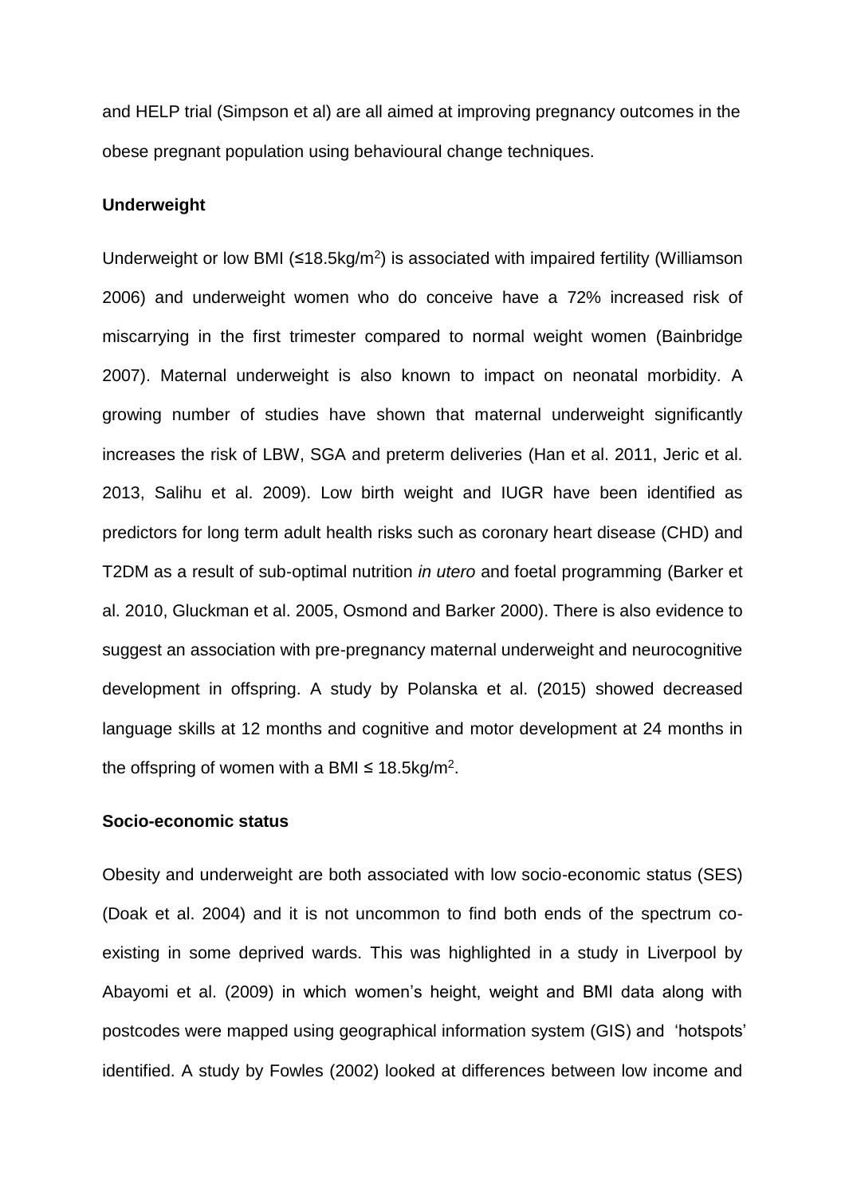and HELP trial (Simpson et al) are all aimed at improving pregnancy outcomes in the obese pregnant population using behavioural change techniques.

**Underweight**

Underweight or low BMI (≤18.5kg/m$^2$) is associated with impaired fertility (Williamson 2006) and underweight women who do conceive have a 72% increased risk of miscarrying in the first trimester compared to normal weight women (Bainbridge 2007). Maternal underweight is also known to impact on neonatal morbidity. A growing number of studies have shown that maternal underweight significantly increases the risk of LBW, SGA and preterm deliveries (Han et al. 2011, Jeric et al. 2013, Salihu et al. 2009). Low birth weight and IUGR have been identified as predictors for long term adult health risks such as coronary heart disease (CHD) and T2DM as a result of sub-optimal nutrition *in utero* and foetal programming (Barker et al. 2010, Gluckman et al. 2005, Osmond and Barker 2000). There is also evidence to suggest an association with pre-pregnancy maternal underweight and neurocognitive development in offspring. A study by Polanska et al. (2015) showed decreased language skills at 12 months and cognitive and motor development at 24 months in the offspring of women with a BMI ≤ 18.5kg/m$^2$.

**Socio-economic status**

Obesity and underweight are both associated with low socio-economic status (SES) (Doak et al. 2004) and it is not uncommon to find both ends of the spectrum co-existing in some deprived wards. This was highlighted in a study in Liverpool by Abayomi et al. (2009) in which women's height, weight and BMI data along with postcodes were mapped using geographical information system (GIS) and 'hotspots' identified. A study by Fowles (2002) looked at differences between low income and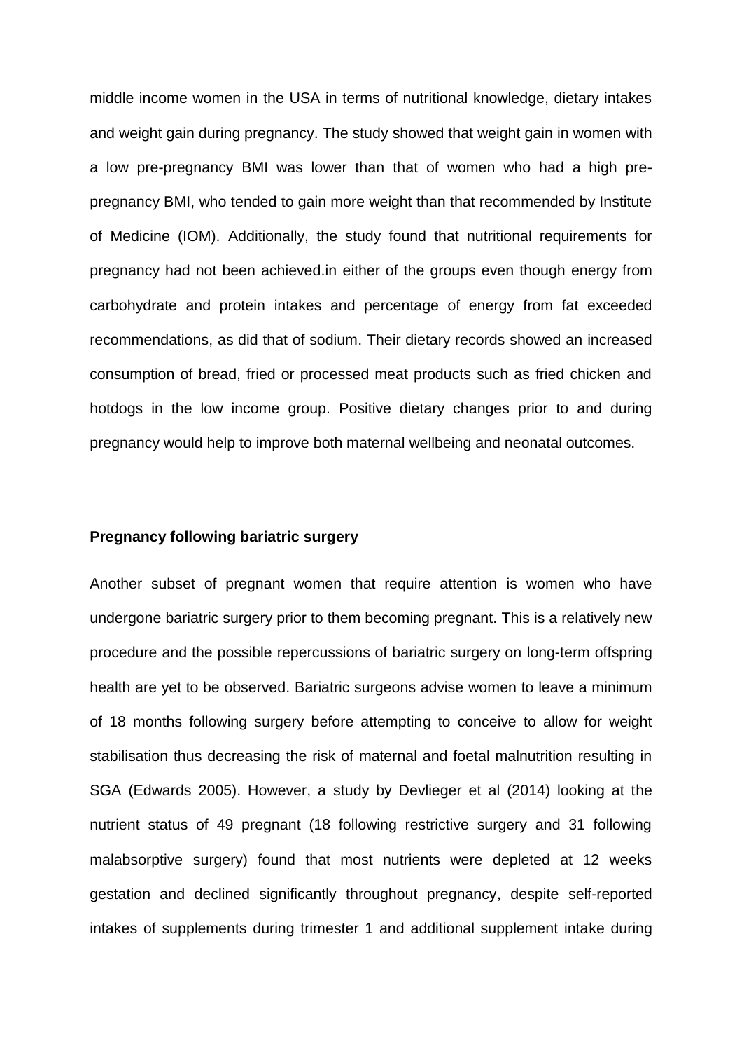middle income women in the USA in terms of nutritional knowledge, dietary intakes and weight gain during pregnancy. The study showed that weight gain in women with a low pre-pregnancy BMI was lower than that of women who had a high pre-pregnancy BMI, who tended to gain more weight than that recommended by Institute of Medicine (IOM). Additionally, the study found that nutritional requirements for pregnancy had not been achieved.in either of the groups even though energy from carbohydrate and protein intakes and percentage of energy from fat exceeded recommendations, as did that of sodium. Their dietary records showed an increased consumption of bread, fried or processed meat products such as fried chicken and hotdogs in the low income group. Positive dietary changes prior to and during pregnancy would help to improve both maternal wellbeing and neonatal outcomes.

**Pregnancy following bariatric surgery**

Another subset of pregnant women that require attention is women who have undergone bariatric surgery prior to them becoming pregnant. This is a relatively new procedure and the possible repercussions of bariatric surgery on long-term offspring health are yet to be observed. Bariatric surgeons advise women to leave a minimum of 18 months following surgery before attempting to conceive to allow for weight stabilisation thus decreasing the risk of maternal and foetal malnutrition resulting in SGA (Edwards 2005). However, a study by Devlieger et al (2014) looking at the nutrient status of 49 pregnant (18 following restrictive surgery and 31 following malabsorptive surgery) found that most nutrients were depleted at 12 weeks gestation and declined significantly throughout pregnancy, despite self-reported intakes of supplements during trimester 1 and additional supplement intake during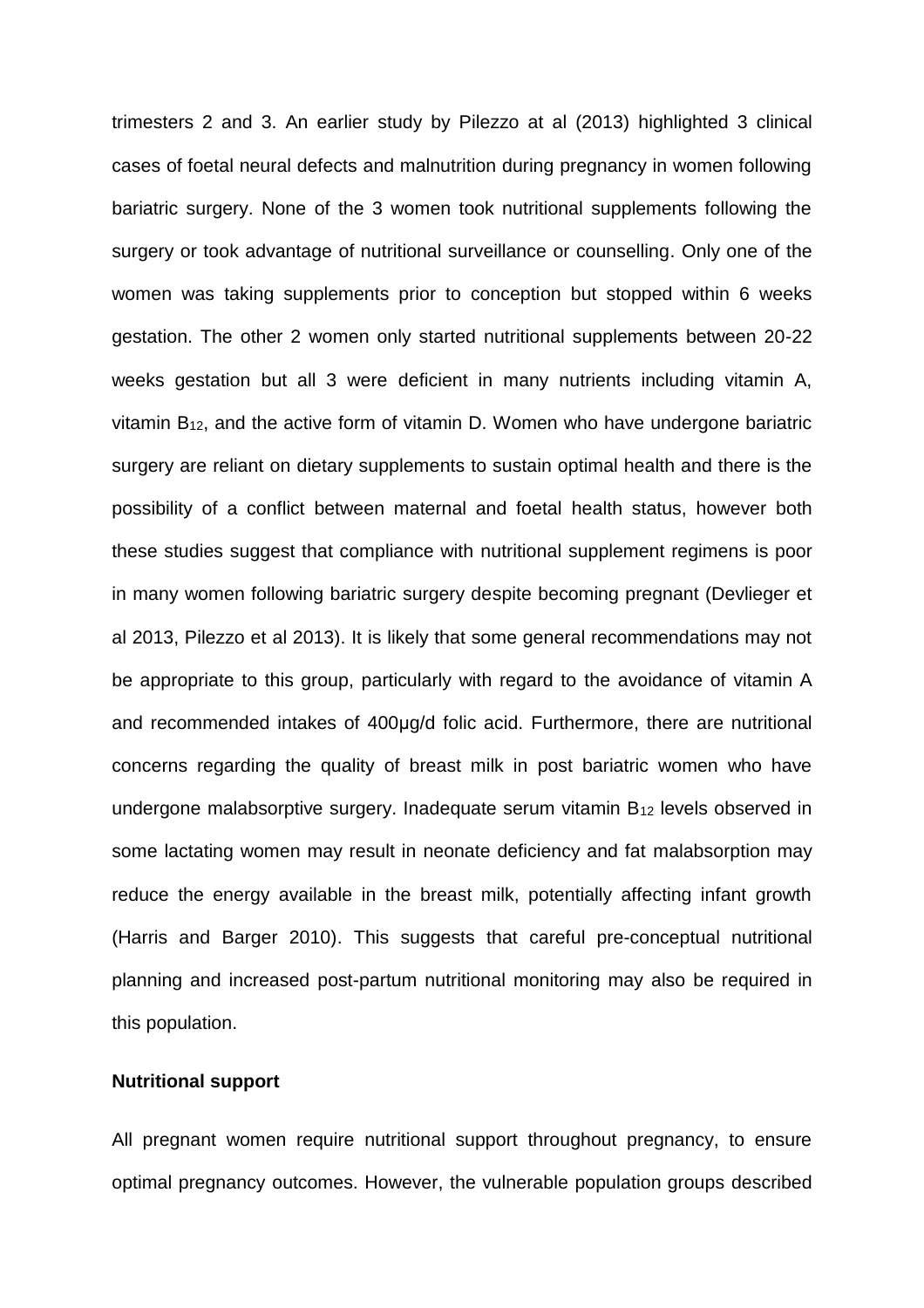trimesters 2 and 3. An earlier study by Pilezzo at al (2013) highlighted 3 clinical cases of foetal neural defects and malnutrition during pregnancy in women following bariatric surgery. None of the 3 women took nutritional supplements following the surgery or took advantage of nutritional surveillance or counselling. Only one of the women was taking supplements prior to conception but stopped within 6 weeks gestation. The other 2 women only started nutritional supplements between 20-22 weeks gestation but all 3 were deficient in many nutrients including vitamin A, vitamin $B_{12}$, and the active form of vitamin D. Women who have undergone bariatric surgery are reliant on dietary supplements to sustain optimal health and there is the possibility of a conflict between maternal and foetal health status, however both these studies suggest that compliance with nutritional supplement regimens is poor in many women following bariatric surgery despite becoming pregnant (Devlieger et al 2013, Pilezzo et al 2013). It is likely that some general recommendations may not be appropriate to this group, particularly with regard to the avoidance of vitamin A and recommended intakes of 400µg/d folic acid. Furthermore, there are nutritional concerns regarding the quality of breast milk in post bariatric women who have undergone malabsorptive surgery. Inadequate serum vitamin $B_{12}$ levels observed in some lactating women may result in neonate deficiency and fat malabsorption may reduce the energy available in the breast milk, potentially affecting infant growth (Harris and Barger 2010). This suggests that careful pre-conceptual nutritional planning and increased post-partum nutritional monitoring may also be required in this population.

**Nutritional support**

All pregnant women require nutritional support throughout pregnancy, to ensure optimal pregnancy outcomes. However, the vulnerable population groups described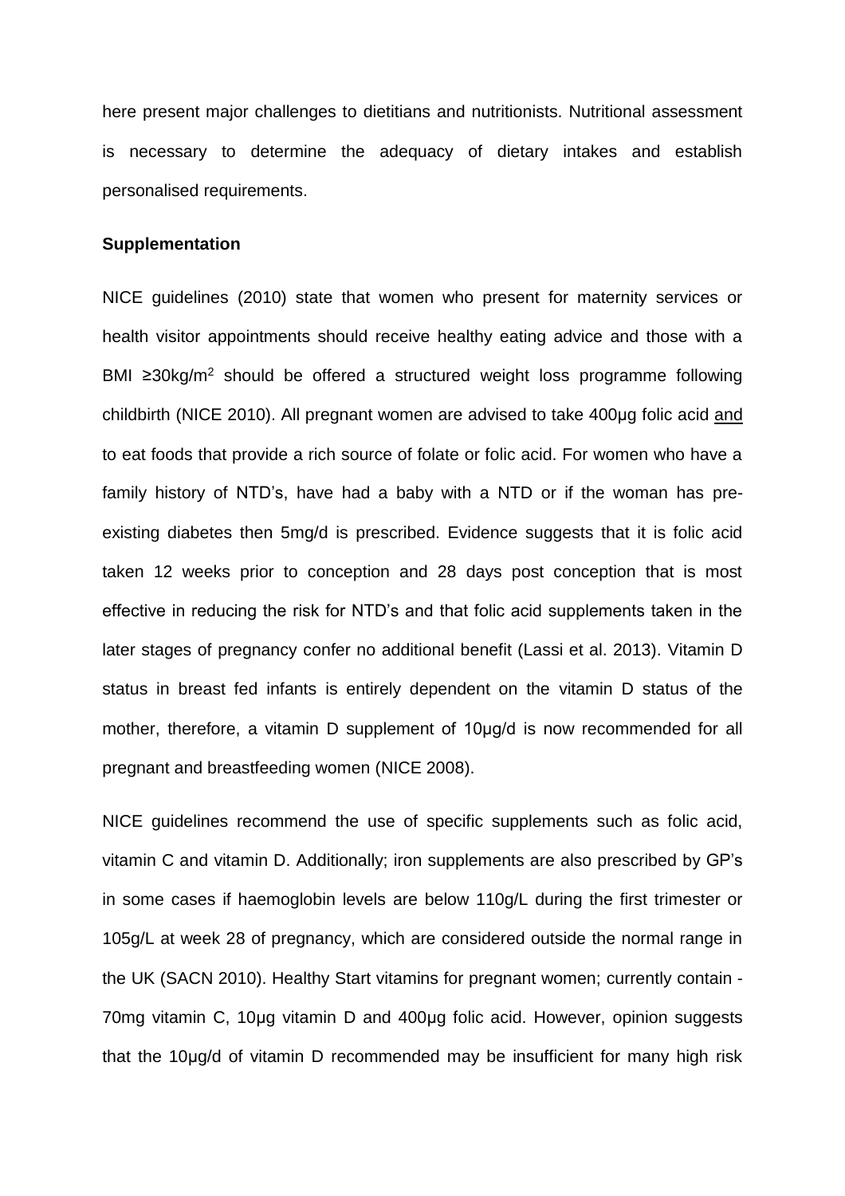here present major challenges to dietitians and nutritionists. Nutritional assessment is necessary to determine the adequacy of dietary intakes and establish personalised requirements.

**Supplementation**

NICE guidelines (2010) state that women who present for maternity services or health visitor appointments should receive healthy eating advice and those with a BMI ≥30kg/m$^2$ should be offered a structured weight loss programme following childbirth (NICE 2010). All pregnant women are advised to take 400μg folic acid <u>and</u> to eat foods that provide a rich source of folate or folic acid. For women who have a family history of NTD's, have had a baby with a NTD or if the woman has pre-existing diabetes then 5mg/d is prescribed. Evidence suggests that it is folic acid taken 12 weeks prior to conception and 28 days post conception that is most effective in reducing the risk for NTD's and that folic acid supplements taken in the later stages of pregnancy confer no additional benefit (Lassi et al. 2013). Vitamin D status in breast fed infants is entirely dependent on the vitamin D status of the mother, therefore, a vitamin D supplement of 10μg/d is now recommended for all pregnant and breastfeeding women (NICE 2008).

NICE guidelines recommend the use of specific supplements such as folic acid, vitamin C and vitamin D. Additionally; iron supplements are also prescribed by GP's in some cases if haemoglobin levels are below 110g/L during the first trimester or 105g/L at week 28 of pregnancy, which are considered outside the normal range in the UK (SACN 2010). Healthy Start vitamins for pregnant women; currently contain - 70mg vitamin C, 10μg vitamin D and 400μg folic acid. However, opinion suggests that the 10μg/d of vitamin D recommended may be insufficient for many high risk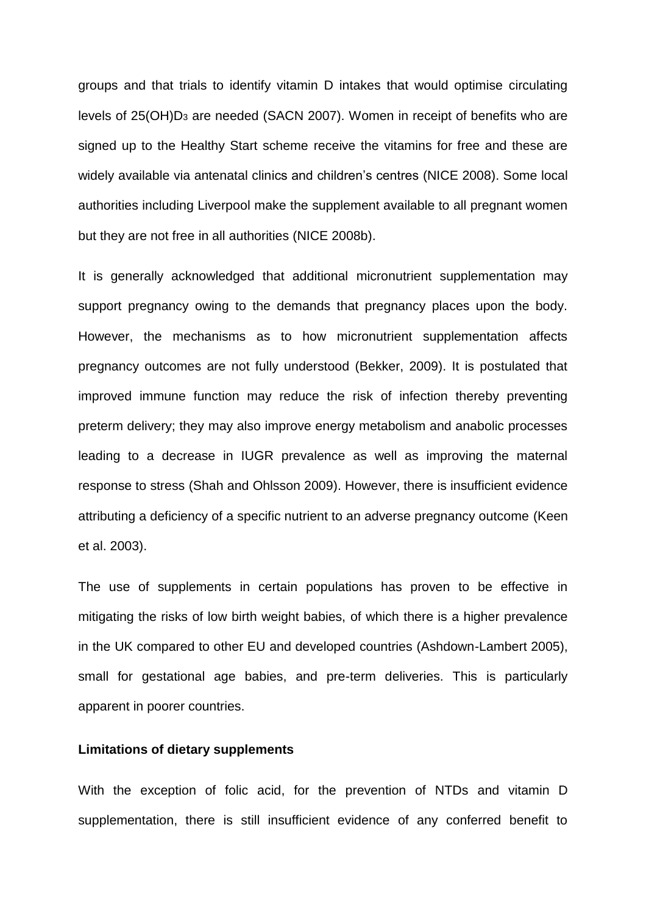groups and that trials to identify vitamin D intakes that would optimise circulating levels of 25(OH)$D_3$ are needed (SACN 2007). Women in receipt of benefits who are signed up to the Healthy Start scheme receive the vitamins for free and these are widely available via antenatal clinics and children's centres (NICE 2008). Some local authorities including Liverpool make the supplement available to all pregnant women but they are not free in all authorities (NICE 2008b).

It is generally acknowledged that additional micronutrient supplementation may support pregnancy owing to the demands that pregnancy places upon the body. However, the mechanisms as to how micronutrient supplementation affects pregnancy outcomes are not fully understood (Bekker, 2009). It is postulated that improved immune function may reduce the risk of infection thereby preventing preterm delivery; they may also improve energy metabolism and anabolic processes leading to a decrease in IUGR prevalence as well as improving the maternal response to stress (Shah and Ohlsson 2009). However, there is insufficient evidence attributing a deficiency of a specific nutrient to an adverse pregnancy outcome (Keen et al. 2003).

The use of supplements in certain populations has proven to be effective in mitigating the risks of low birth weight babies, of which there is a higher prevalence in the UK compared to other EU and developed countries (Ashdown-Lambert 2005), small for gestational age babies, and pre-term deliveries. This is particularly apparent in poorer countries.

**Limitations of dietary supplements**

With the exception of folic acid, for the prevention of NTDs and vitamin D supplementation, there is still insufficient evidence of any conferred benefit to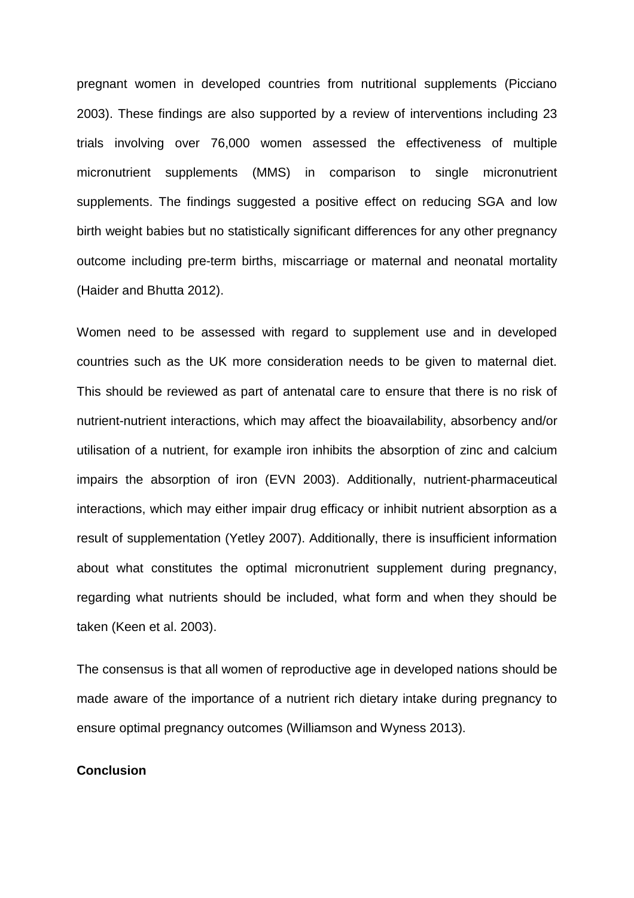pregnant women in developed countries from nutritional supplements (Picciano 2003). These findings are also supported by a review of interventions including 23 trials involving over 76,000 women assessed the effectiveness of multiple micronutrient supplements (MMS) in comparison to single micronutrient supplements. The findings suggested a positive effect on reducing SGA and low birth weight babies but no statistically significant differences for any other pregnancy outcome including pre-term births, miscarriage or maternal and neonatal mortality (Haider and Bhutta 2012).

Women need to be assessed with regard to supplement use and in developed countries such as the UK more consideration needs to be given to maternal diet. This should be reviewed as part of antenatal care to ensure that there is no risk of nutrient-nutrient interactions, which may affect the bioavailability, absorbency and/or utilisation of a nutrient, for example iron inhibits the absorption of zinc and calcium impairs the absorption of iron (EVN 2003). Additionally, nutrient-pharmaceutical interactions, which may either impair drug efficacy or inhibit nutrient absorption as a result of supplementation (Yetley 2007). Additionally, there is insufficient information about what constitutes the optimal micronutrient supplement during pregnancy, regarding what nutrients should be included, what form and when they should be taken (Keen et al. 2003).

The consensus is that all women of reproductive age in developed nations should be made aware of the importance of a nutrient rich dietary intake during pregnancy to ensure optimal pregnancy outcomes (Williamson and Wyness 2013).

**Conclusion**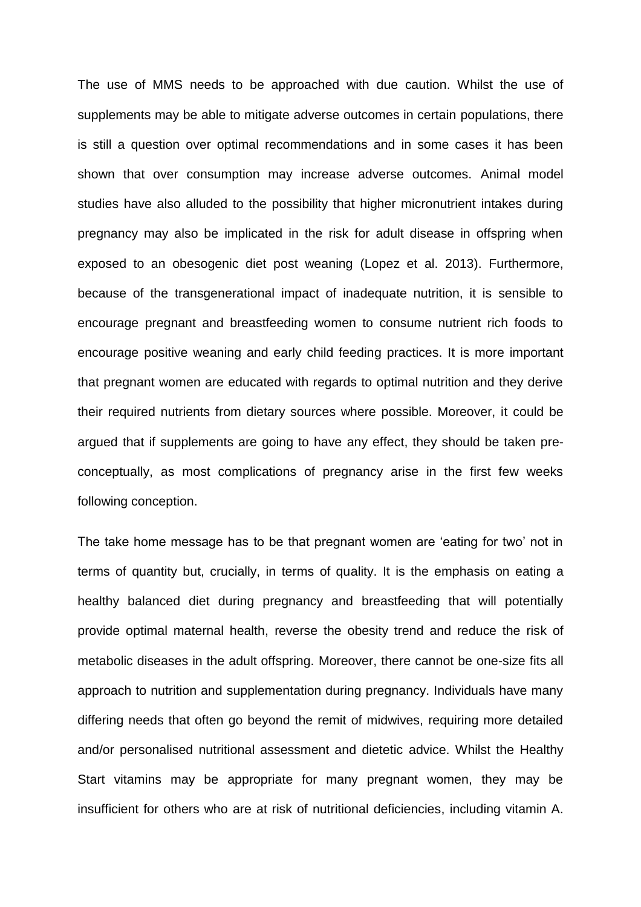The use of MMS needs to be approached with due caution. Whilst the use of supplements may be able to mitigate adverse outcomes in certain populations, there is still a question over optimal recommendations and in some cases it has been shown that over consumption may increase adverse outcomes. Animal model studies have also alluded to the possibility that higher micronutrient intakes during pregnancy may also be implicated in the risk for adult disease in offspring when exposed to an obesogenic diet post weaning (Lopez et al. 2013). Furthermore, because of the transgenerational impact of inadequate nutrition, it is sensible to encourage pregnant and breastfeeding women to consume nutrient rich foods to encourage positive weaning and early child feeding practices. It is more important that pregnant women are educated with regards to optimal nutrition and they derive their required nutrients from dietary sources where possible. Moreover, it could be argued that if supplements are going to have any effect, they should be taken pre-conceptually, as most complications of pregnancy arise in the first few weeks following conception.

The take home message has to be that pregnant women are 'eating for two' not in terms of quantity but, crucially, in terms of quality. It is the emphasis on eating a healthy balanced diet during pregnancy and breastfeeding that will potentially provide optimal maternal health, reverse the obesity trend and reduce the risk of metabolic diseases in the adult offspring. Moreover, there cannot be one-size fits all approach to nutrition and supplementation during pregnancy. Individuals have many differing needs that often go beyond the remit of midwives, requiring more detailed and/or personalised nutritional assessment and dietetic advice. Whilst the Healthy Start vitamins may be appropriate for many pregnant women, they may be insufficient for others who are at risk of nutritional deficiencies, including vitamin A.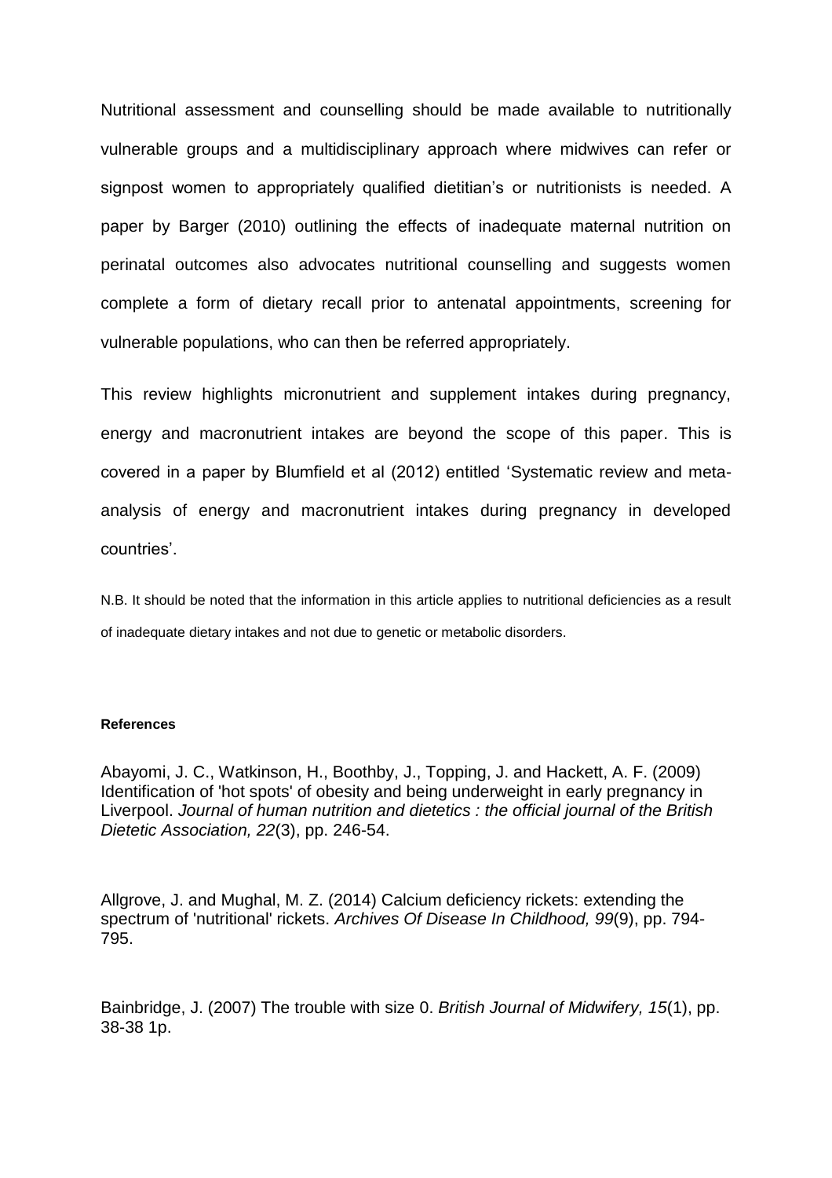Nutritional assessment and counselling should be made available to nutritionally vulnerable groups and a multidisciplinary approach where midwives can refer or signpost women to appropriately qualified dietitian's or nutritionists is needed. A paper by Barger (2010) outlining the effects of inadequate maternal nutrition on perinatal outcomes also advocates nutritional counselling and suggests women complete a form of dietary recall prior to antenatal appointments, screening for vulnerable populations, who can then be referred appropriately.

This review highlights micronutrient and supplement intakes during pregnancy, energy and macronutrient intakes are beyond the scope of this paper. This is covered in a paper by Blumfield et al (2012) entitled 'Systematic review and meta-analysis of energy and macronutrient intakes during pregnancy in developed countries'.

N.B. It should be noted that the information in this article applies to nutritional deficiencies as a result of inadequate dietary intakes and not due to genetic or metabolic disorders.

**References**

Abayomi, J. C., Watkinson, H., Boothby, J., Topping, J. and Hackett, A. F. (2009) Identification of 'hot spots' of obesity and being underweight in early pregnancy in Liverpool. *Journal of human nutrition and dietetics : the official journal of the British Dietetic Association, 22*(3), pp. 246-54.

Allgrove, J. and Mughal, M. Z. (2014) Calcium deficiency rickets: extending the spectrum of 'nutritional' rickets. *Archives Of Disease In Childhood, 99*(9), pp. 794-795.

Bainbridge, J. (2007) The trouble with size 0. *British Journal of Midwifery, 15*(1), pp. 38-38 1p.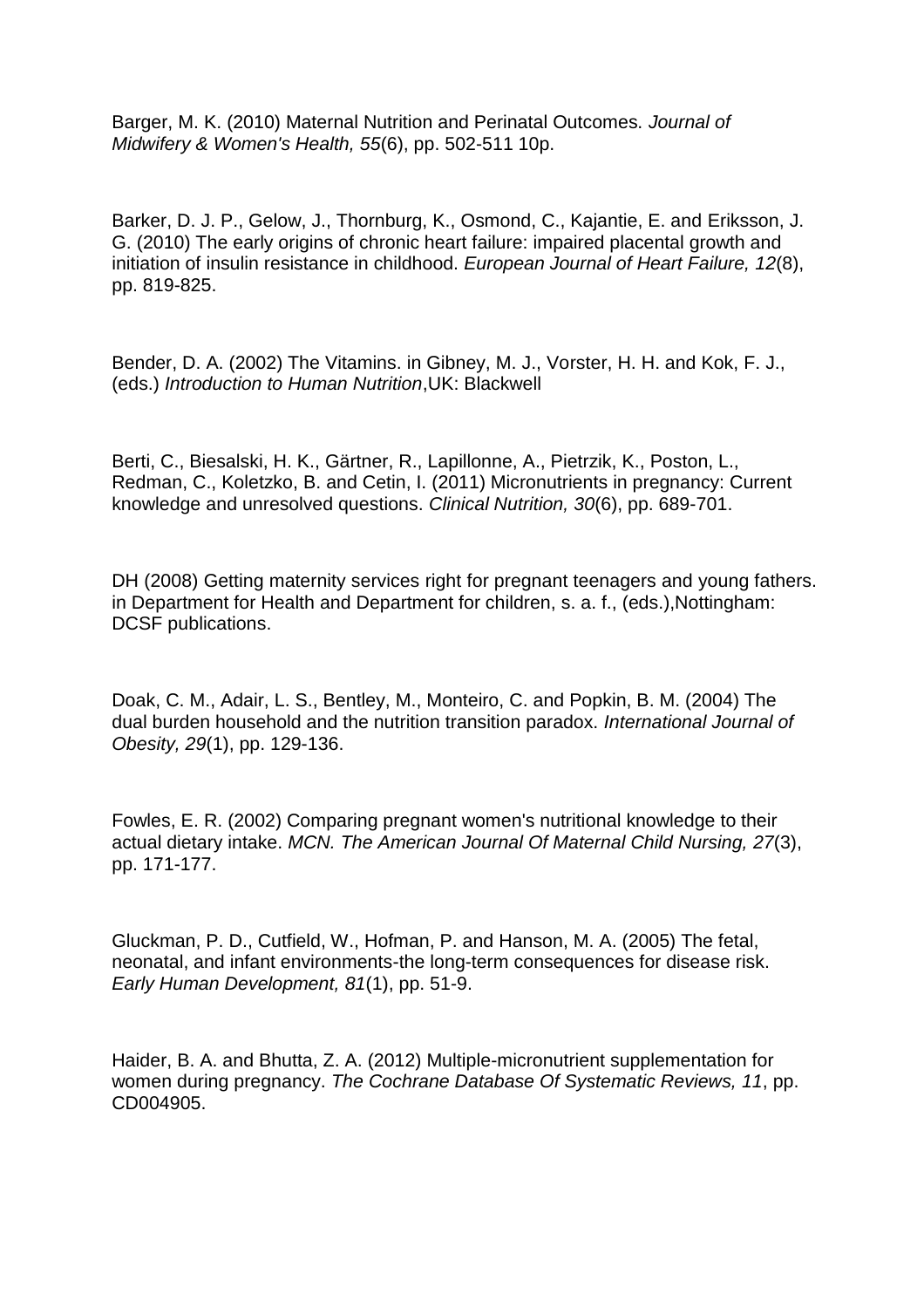Barger, M. K. (2010) Maternal Nutrition and Perinatal Outcomes. *Journal of Midwifery & Women's Health, 55*(6), pp. 502-511 10p.

Barker, D. J. P., Gelow, J., Thornburg, K., Osmond, C., Kajantie, E. and Eriksson, J. G. (2010) The early origins of chronic heart failure: impaired placental growth and initiation of insulin resistance in childhood. *European Journal of Heart Failure, 12*(8), pp. 819-825.

Bender, D. A. (2002) The Vitamins. in Gibney, M. J., Vorster, H. H. and Kok, F. J., (eds.) *Introduction to Human Nutrition*,UK: Blackwell

Berti, C., Biesalski, H. K., Gärtner, R., Lapillonne, A., Pietrzik, K., Poston, L., Redman, C., Koletzko, B. and Cetin, I. (2011) Micronutrients in pregnancy: Current knowledge and unresolved questions. *Clinical Nutrition, 30*(6), pp. 689-701.

DH (2008) Getting maternity services right for pregnant teenagers and young fathers. in Department for Health and Department for children, s. a. f., (eds.),Nottingham: DCSF publications.

Doak, C. M., Adair, L. S., Bentley, M., Monteiro, C. and Popkin, B. M. (2004) The dual burden household and the nutrition transition paradox. *International Journal of Obesity, 29*(1), pp. 129-136.

Fowles, E. R. (2002) Comparing pregnant women's nutritional knowledge to their actual dietary intake. *MCN. The American Journal Of Maternal Child Nursing, 27*(3), pp. 171-177.

Gluckman, P. D., Cutfield, W., Hofman, P. and Hanson, M. A. (2005) The fetal, neonatal, and infant environments-the long-term consequences for disease risk. *Early Human Development, 81*(1), pp. 51-9.

Haider, B. A. and Bhutta, Z. A. (2012) Multiple-micronutrient supplementation for women during pregnancy. *The Cochrane Database Of Systematic Reviews, 11*, pp. CD004905.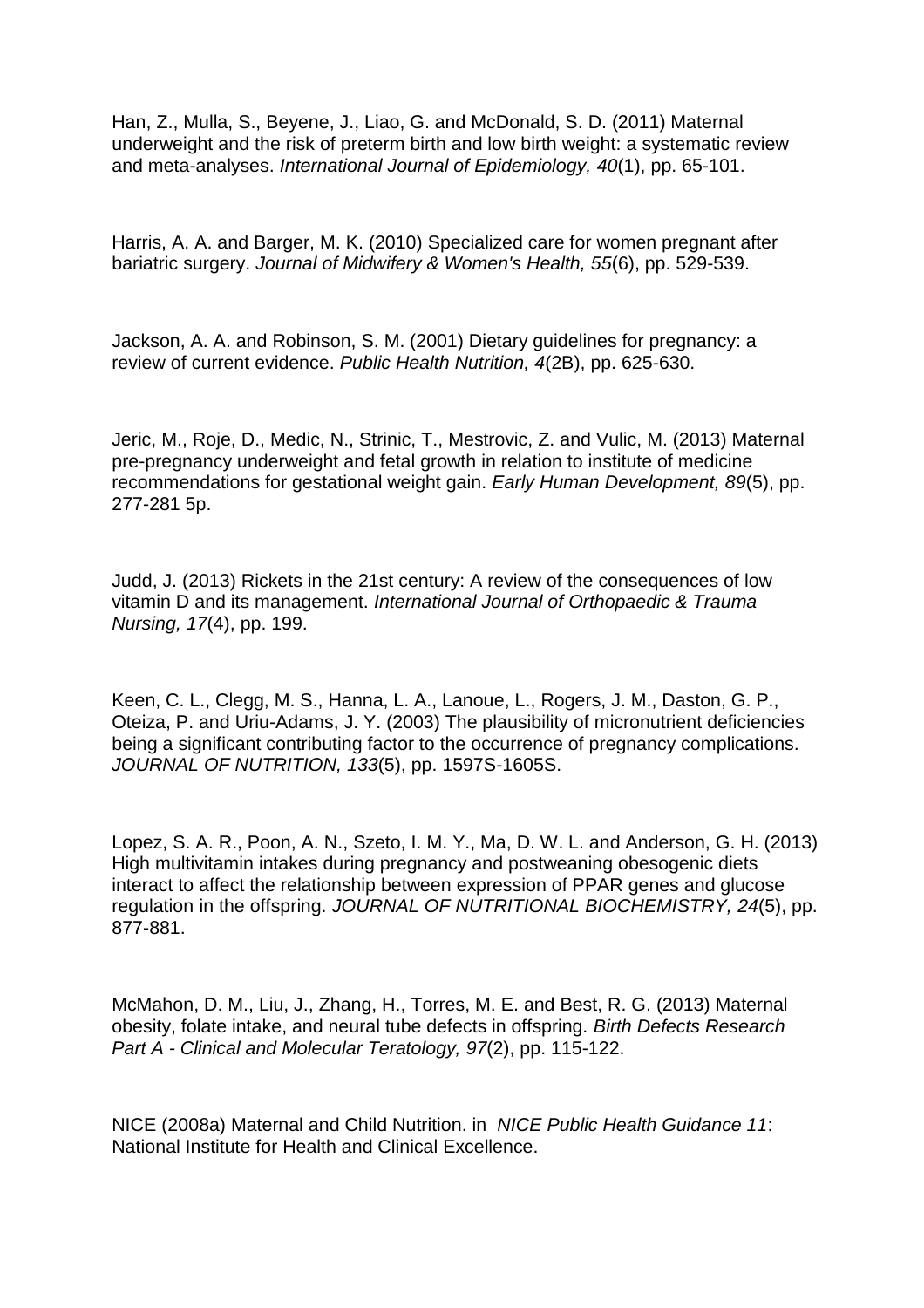Han, Z., Mulla, S., Beyene, J., Liao, G. and McDonald, S. D. (2011) Maternal underweight and the risk of preterm birth and low birth weight: a systematic review and meta-analyses. *International Journal of Epidemiology, 40*(1), pp. 65-101.

Harris, A. A. and Barger, M. K. (2010) Specialized care for women pregnant after bariatric surgery. *Journal of Midwifery & Women's Health, 55*(6), pp. 529-539.

Jackson, A. A. and Robinson, S. M. (2001) Dietary guidelines for pregnancy: a review of current evidence. *Public Health Nutrition, 4*(2B), pp. 625-630.

Jeric, M., Roje, D., Medic, N., Strinic, T., Mestrovic, Z. and Vulic, M. (2013) Maternal pre-pregnancy underweight and fetal growth in relation to institute of medicine recommendations for gestational weight gain. *Early Human Development, 89*(5), pp. 277-281 5p.

Judd, J. (2013) Rickets in the 21st century: A review of the consequences of low vitamin D and its management. *International Journal of Orthopaedic & Trauma Nursing, 17*(4), pp. 199.

Keen, C. L., Clegg, M. S., Hanna, L. A., Lanoue, L., Rogers, J. M., Daston, G. P., Oteiza, P. and Uriu-Adams, J. Y. (2003) The plausibility of micronutrient deficiencies being a significant contributing factor to the occurrence of pregnancy complications. *JOURNAL OF NUTRITION, 133*(5), pp. 1597S-1605S.

Lopez, S. A. R., Poon, A. N., Szeto, I. M. Y., Ma, D. W. L. and Anderson, G. H. (2013) High multivitamin intakes during pregnancy and postweaning obesogenic diets interact to affect the relationship between expression of PPAR genes and glucose regulation in the offspring. *JOURNAL OF NUTRITIONAL BIOCHEMISTRY, 24*(5), pp. 877-881.

McMahon, D. M., Liu, J., Zhang, H., Torres, M. E. and Best, R. G. (2013) Maternal obesity, folate intake, and neural tube defects in offspring. *Birth Defects Research Part A - Clinical and Molecular Teratology, 97*(2), pp. 115-122.

NICE (2008a) Maternal and Child Nutrition. in *NICE Public Health Guidance 11*: National Institute for Health and Clinical Excellence.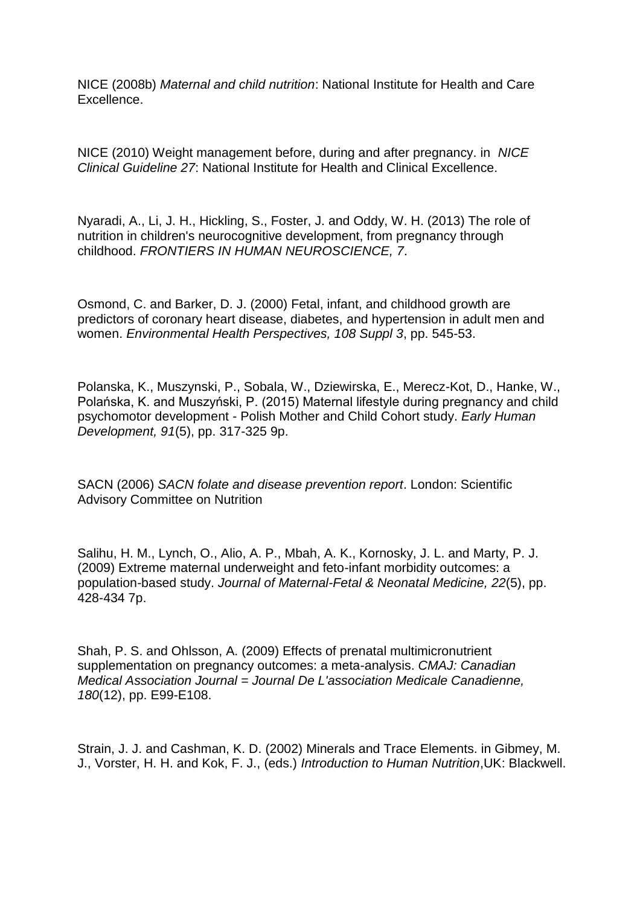NICE (2008b) *Maternal and child nutrition*: National Institute for Health and Care Excellence.

NICE (2010) Weight management before, during and after pregnancy. in *NICE Clinical Guideline 27*: National Institute for Health and Clinical Excellence.

Nyaradi, A., Li, J. H., Hickling, S., Foster, J. and Oddy, W. H. (2013) The role of nutrition in children's neurocognitive development, from pregnancy through childhood. *FRONTIERS IN HUMAN NEUROSCIENCE, 7*.

Osmond, C. and Barker, D. J. (2000) Fetal, infant, and childhood growth are predictors of coronary heart disease, diabetes, and hypertension in adult men and women. *Environmental Health Perspectives, 108 Suppl 3*, pp. 545-53.

Polanska, K., Muszynski, P., Sobala, W., Dziewirska, E., Merecz-Kot, D., Hanke, W., Polańska, K. and Muszyński, P. (2015) Maternal lifestyle during pregnancy and child psychomotor development - Polish Mother and Child Cohort study. *Early Human Development, 91*(5), pp. 317-325 9p.

SACN (2006) *SACN folate and disease prevention report*. London: Scientific Advisory Committee on Nutrition

Salihu, H. M., Lynch, O., Alio, A. P., Mbah, A. K., Kornosky, J. L. and Marty, P. J. (2009) Extreme maternal underweight and feto-infant morbidity outcomes: a population-based study. *Journal of Maternal-Fetal & Neonatal Medicine, 22*(5), pp. 428-434 7p.

Shah, P. S. and Ohlsson, A. (2009) Effects of prenatal multimicronutrient supplementation on pregnancy outcomes: a meta-analysis. *CMAJ: Canadian Medical Association Journal = Journal De L'association Medicale Canadienne, 180*(12), pp. E99-E108.

Strain, J. J. and Cashman, K. D. (2002) Minerals and Trace Elements. in Gibmey, M. J., Vorster, H. H. and Kok, F. J., (eds.) *Introduction to Human Nutrition*,UK: Blackwell.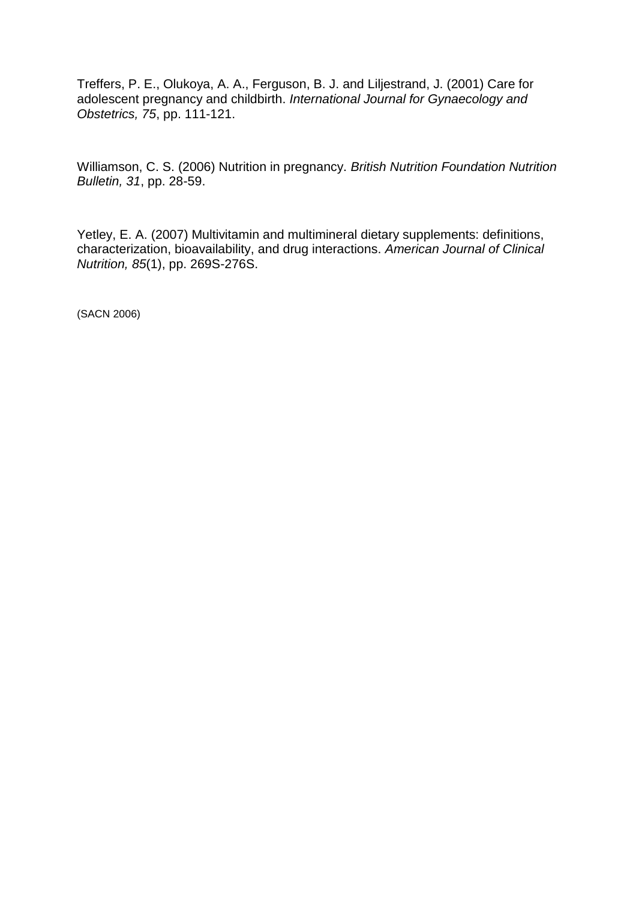Treffers, P. E., Olukoya, A. A., Ferguson, B. J. and Liljestrand, J. (2001) Care for adolescent pregnancy and childbirth. *International Journal for Gynaecology and Obstetrics, 75*, pp. 111-121.

Williamson, C. S. (2006) Nutrition in pregnancy. *British Nutrition Foundation Nutrition Bulletin, 31*, pp. 28-59.

Yetley, E. A. (2007) Multivitamin and multimineral dietary supplements: definitions, characterization, bioavailability, and drug interactions. *American Journal of Clinical Nutrition, 85*(1), pp. 269S-276S.

(SACN 2006)